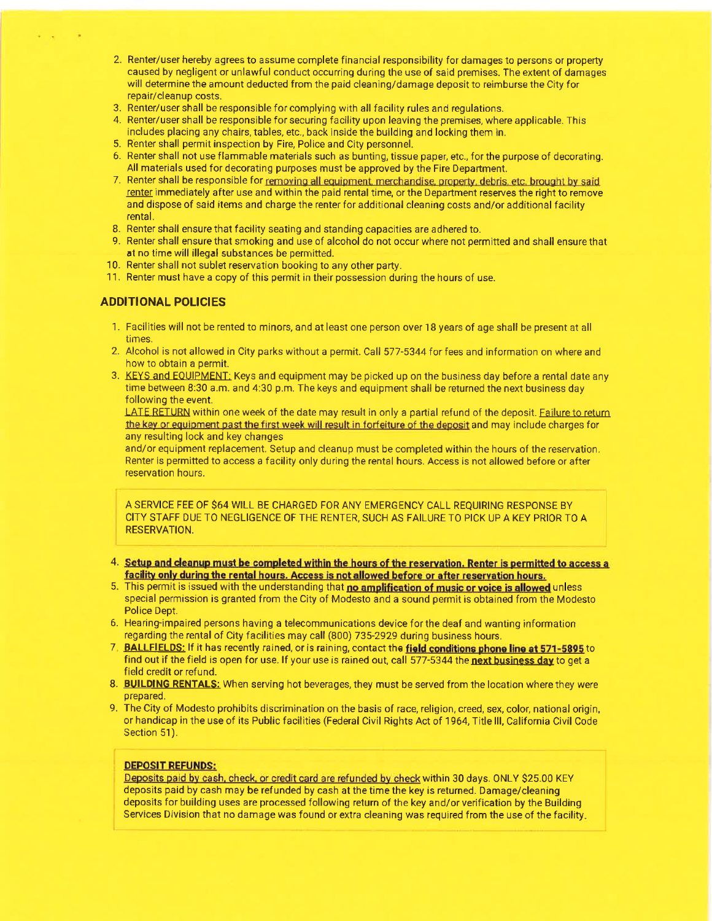2. Renter/user hereby agrees to assume complete financial responsibility for damages to persons or property caused by negligent or unlawful conduct occurring during the use of said premises. The extent of damages will determine the amount deducted from the paid cleaning/damage deposit to reimburse the City for repair/cleanup costs.
3. Renter/user shall be responsible for complying with all facility rules and regulations.
4. Renter/user shall be responsible for securing facility upon leaving the premises, where applicable. This includes placing any chairs, tables, etc., back inside the building and locking them in.
5. Renter shall permit inspection by Fire, Police and City personnel.
6. Renter shall not use flammable materials such as bunting, tissue paper, etc., for the purpose of decorating. All materials used for decorating purposes must be approved by the Fire Department.
7. Renter shall be responsible for removing all equipment, merchandise, property, debris, etc. brought by said renter immediately after use and within the paid rental time, or the Department reserves the right to remove and dispose of said items and charge the renter for additional cleaning costs and/or additional facility rental.
8. Renter shall ensure that facility seating and standing capacities are adhered to.
9. Renter shall ensure that smoking and use of alcohol do not occur where not permitted and shall ensure that at no time will illegal substances be permitted.
10. Renter shall not sublet reservation booking to any other party.
11. Renter must have a copy of this permit in their possession during the hours of use.

## ADDITIONAL POLICIES

1. Facilities will not be rented to minors, and at least one person over 18 years of age shall be present at all times.
2. Alcohol is not allowed in City parks without a permit. Call 577-5344 for fees and information on where and how to obtain a permit.
3. KEYS and EQUIPMENT: Keys and equipment may be picked up on the business day before a rental date any time between 8:30 a.m. and 4:30 p.m. The keys and equipment shall be returned the next business day following the event.
   LATE RETURN within one week of the date may result in only a partial refund of the deposit. Failure to return the key or equipment past the first week will result in forfeiture of the deposit and may include charges for any resulting lock and key changes
   and/or equipment replacement. Setup and cleanup must be completed within the hours of the reservation. Renter is permitted to access a facility only during the rental hours. Access is not allowed before or after reservation hours.

A SERVICE FEE OF $64 WILL BE CHARGED FOR ANY EMERGENCY CALL REQUIRING RESPONSE BY CITY STAFF DUE TO NEGLIGENCE OF THE RENTER, SUCH AS FAILURE TO PICK UP A KEY PRIOR TO A RESERVATION.

4. **Setup and cleanup must be completed within the hours of the reservation. Renter is permitted to access a facility only during the rental hours. Access is not allowed before or after reservation hours.**
5. This permit is issued with the understanding that **no amplification of music or voice is allowed** unless special permission is granted from the City of Modesto and a sound permit is obtained from the Modesto Police Dept.
6. Hearing-impaired persons having a telecommunications device for the deaf and wanting information regarding the rental of City facilities may call (800) 735-2929 during business hours.
7. **BALLFIELDS:** If it has recently rained, or is raining, contact the **field conditions phone line at 571-5895** to find out if the field is open for use. If your use is rained out, call 577-5344 the **next business day** to get a field credit or refund.
8. **BUILDING RENTALS:** When serving hot beverages, they must be served from the location where they were prepared.
9. The City of Modesto prohibits discrimination on the basis of race, religion, creed, sex, color, national origin, or handicap in the use of its Public facilities (Federal Civil Rights Act of 1964, Title III, California Civil Code Section 51).

**DEPOSIT REFUNDS:**

Deposits paid by cash, check, or credit card are refunded by check within 30 days. ONLY $25.00 KEY deposits paid by cash may be refunded by cash at the time the key is returned. Damage/cleaning deposits for building uses are processed following return of the key and/or verification by the Building Services Division that no damage was found or extra cleaning was required from the use of the facility.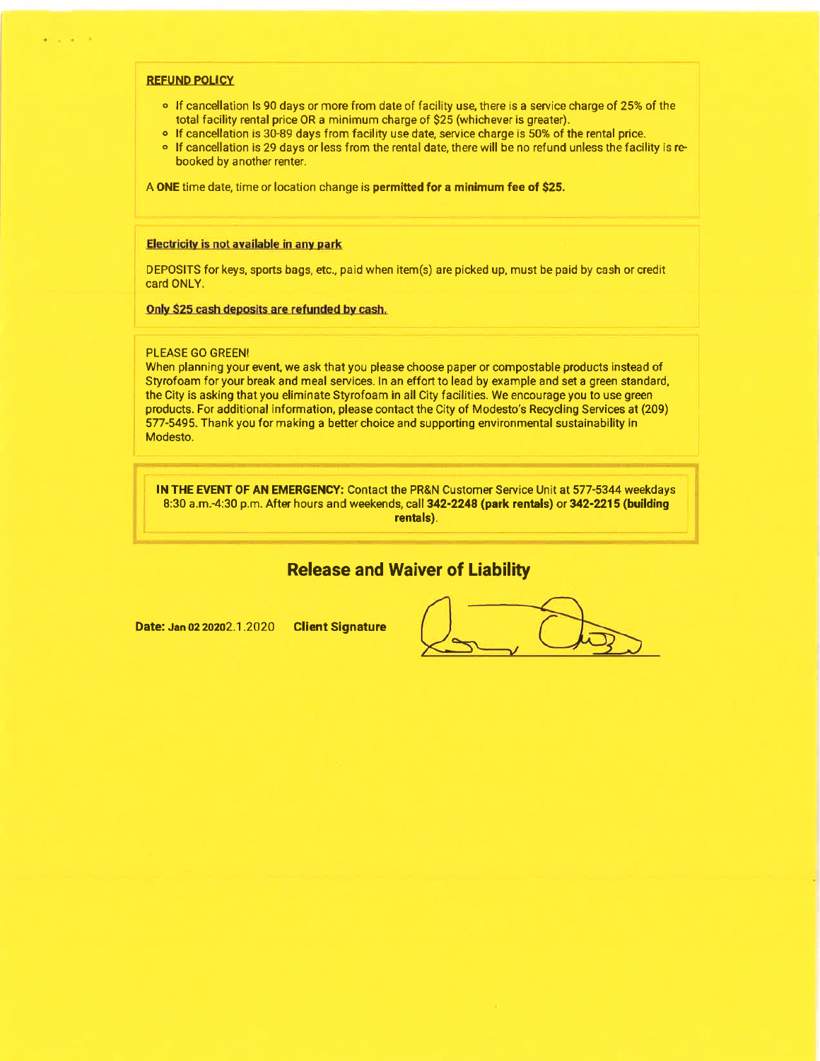**REFUND POLICY**

- If cancellation Is 90 days or more from date of facility use, there is a service charge of 25% of the total facility rental price OR a minimum charge of $25 (whichever is greater).
- If cancellation is 30-89 days from facility use date, service charge is 50% of the rental price.
- If cancellation is 29 days or less from the rental date, there will be no refund unless the facility is re-booked by another renter.

A **ONE** time date, time or location change is **permitted for a minimum fee of $25.**

**Electricity is not available in any park**

DEPOSITS for keys, sports bags, etc., paid when item(s) are picked up, must be paid by cash or credit card ONLY.

**Only $25 cash deposits are refunded by cash.**

PLEASE GO GREEN!
When planning your event, we ask that you please choose paper or compostable products instead of Styrofoam for your break and meal services. In an effort to lead by example and set a green standard, the City is asking that you eliminate Styrofoam in all City facilities. We encourage you to use green products. For additional information, please contact the City of Modesto's Recycling Services at (209) 577-5495. Thank you for making a better choice and supporting environmental sustainability in Modesto.

**IN THE EVENT OF AN EMERGENCY:** Contact the PR&N Customer Service Unit at 577-5344 weekdays 8:30 a.m.-4:30 p.m. After hours and weekends, call **342-2248 (park rentals)** or **342-2215 (building rentals)**.

## Release and Waiver of Liability

**Date:** Jan 02 2020 2.1.2020 **Client Signature**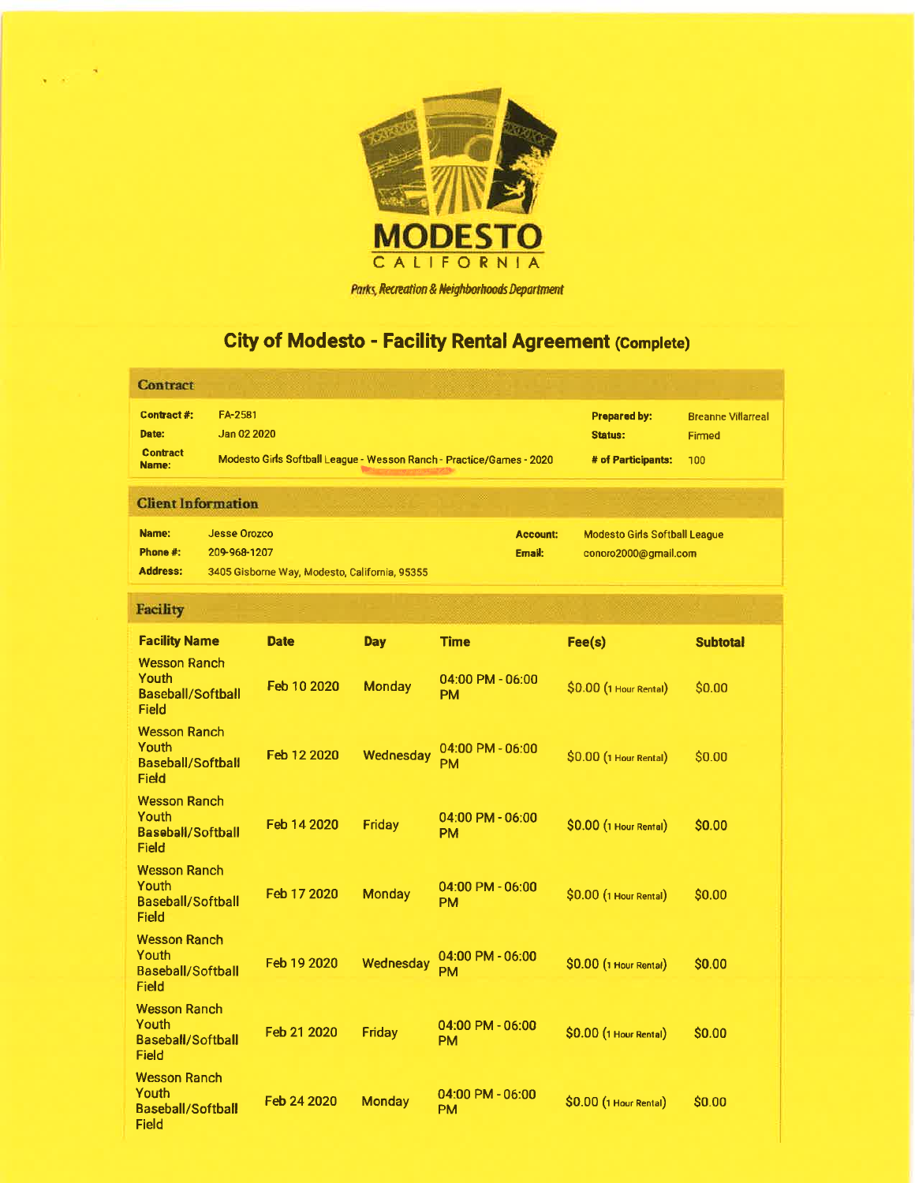MODESTO

CALIFORNIA

*Parks, Recreation & Neighborhoods Department*

# City of Modesto - Facility Rental Agreement (Complete)

## Contract

| | | | |
|---|---|---|---|
| **Contract #:** | FA-2581 | **Prepared by:** | Breanne Villarreal |
| **Date:** | Jan 02 2020 | **Status:** | Firmed |
| **Contract Name:** | Modesto Girls Softball League - Wesson Ranch - Practice/Games - 2020 | **# of Participants:** | 100 |

## Client Information

| | | | |
|---|---|---|---|
| **Name:** | Jesse Orozco | **Account:** | Modesto Girls Softball League |
| **Phone #:** | 209-968-1207 | **Email:** | conoro2000@gmail.com |
| **Address:** | 3405 Gisborne Way, Modesto, California, 95355 | | |

## Facility

| Facility Name | Date | Day | Time | Fee(s) | Subtotal |
|---|---|---|---|---|---|
| Wesson Ranch Youth Baseball/Softball Field | Feb 10 2020 | Monday | 04:00 PM - 06:00 PM | $0.00 (1 Hour Rental) | $0.00 |
| Wesson Ranch Youth Baseball/Softball Field | Feb 12 2020 | Wednesday | 04:00 PM - 06:00 PM | $0.00 (1 Hour Rental) | $0.00 |
| Wesson Ranch Youth Baseball/Softball Field | Feb 14 2020 | Friday | 04:00 PM - 06:00 PM | $0.00 (1 Hour Rental) | $0.00 |
| Wesson Ranch Youth Baseball/Softball Field | Feb 17 2020 | Monday | 04:00 PM - 06:00 PM | $0.00 (1 Hour Rental) | $0.00 |
| Wesson Ranch Youth Baseball/Softball Field | Feb 19 2020 | Wednesday | 04:00 PM - 06:00 PM | $0.00 (1 Hour Rental) | $0.00 |
| Wesson Ranch Youth Baseball/Softball Field | Feb 21 2020 | Friday | 04:00 PM - 06:00 PM | $0.00 (1 Hour Rental) | $0.00 |
| Wesson Ranch Youth Baseball/Softball Field | Feb 24 2020 | Monday | 04:00 PM - 06:00 PM | $0.00 (1 Hour Rental) | $0.00 |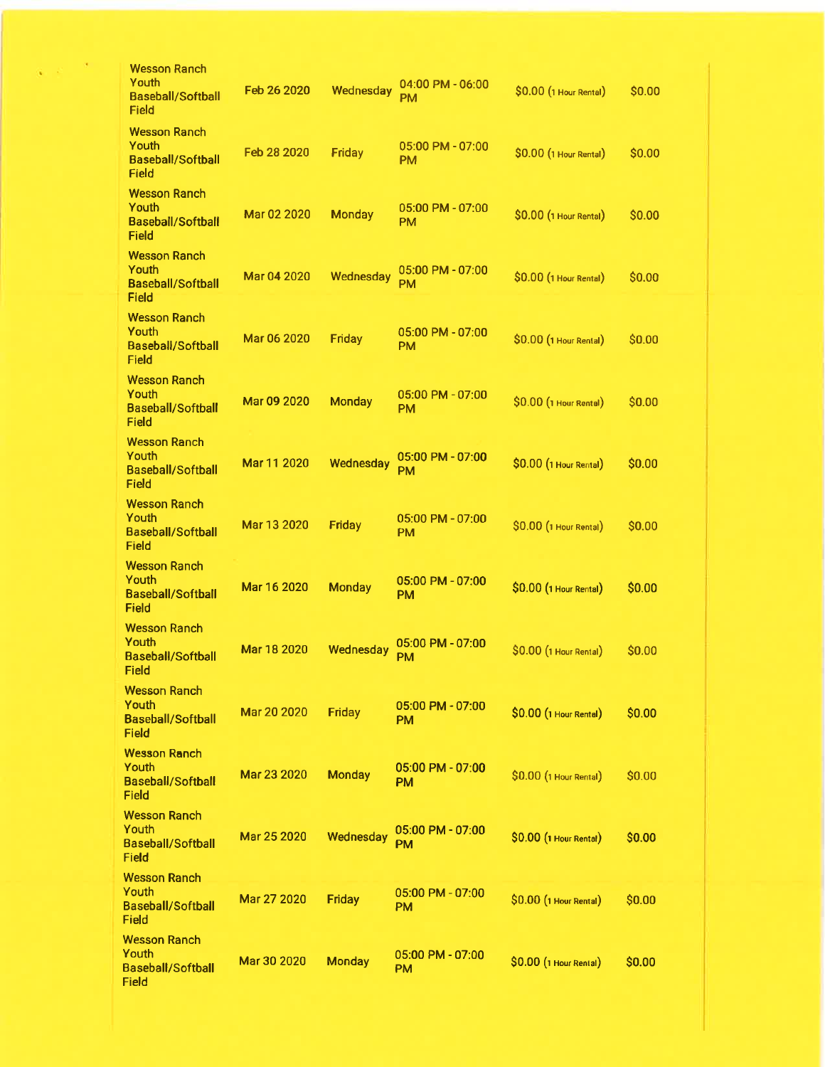| | | | | | |
|---|---|---|---|---|---|
| Wesson Ranch Youth Baseball/Softball Field | Feb 26 2020 | Wednesday | 04:00 PM - 06:00 PM | $0.00 (1 Hour Rental) | $0.00 |
| Wesson Ranch Youth Baseball/Softball Field | Feb 28 2020 | Friday | 05:00 PM - 07:00 PM | $0.00 (1 Hour Rental) | $0.00 |
| Wesson Ranch Youth Baseball/Softball Field | Mar 02 2020 | Monday | 05:00 PM - 07:00 PM | $0.00 (1 Hour Rental) | $0.00 |
| Wesson Ranch Youth Baseball/Softball Field | Mar 04 2020 | Wednesday | 05:00 PM - 07:00 PM | $0.00 (1 Hour Rental) | $0.00 |
| Wesson Ranch Youth Baseball/Softball Field | Mar 06 2020 | Friday | 05:00 PM - 07:00 PM | $0.00 (1 Hour Rental) | $0.00 |
| Wesson Ranch Youth Baseball/Softball Field | Mar 09 2020 | Monday | 05:00 PM - 07:00 PM | $0.00 (1 Hour Rental) | $0.00 |
| Wesson Ranch Youth Baseball/Softball Field | Mar 11 2020 | Wednesday | 05:00 PM - 07:00 PM | $0.00 (1 Hour Rental) | $0.00 |
| Wesson Ranch Youth Baseball/Softball Field | Mar 13 2020 | Friday | 05:00 PM - 07:00 PM | $0.00 (1 Hour Rental) | $0.00 |
| Wesson Ranch Youth Baseball/Softball Field | Mar 16 2020 | Monday | 05:00 PM - 07:00 PM | $0.00 (1 Hour Rental) | $0.00 |
| Wesson Ranch Youth Baseball/Softball Field | Mar 18 2020 | Wednesday | 05:00 PM - 07:00 PM | $0.00 (1 Hour Rental) | $0.00 |
| Wesson Ranch Youth Baseball/Softball Field | Mar 20 2020 | Friday | 05:00 PM - 07:00 PM | $0.00 (1 Hour Rental) | $0.00 |
| Wesson Ranch Youth Baseball/Softball Field | Mar 23 2020 | Monday | 05:00 PM - 07:00 PM | $0.00 (1 Hour Rental) | $0.00 |
| Wesson Ranch Youth Baseball/Softball Field | Mar 25 2020 | Wednesday | 05:00 PM - 07:00 PM | $0.00 (1 Hour Rental) | $0.00 |
| Wesson Ranch Youth Baseball/Softball Field | Mar 27 2020 | Friday | 05:00 PM - 07:00 PM | $0.00 (1 Hour Rental) | $0.00 |
| Wesson Ranch Youth Baseball/Softball Field | Mar 30 2020 | Monday | 05:00 PM - 07:00 PM | $0.00 (1 Hour Rental) | $0.00 |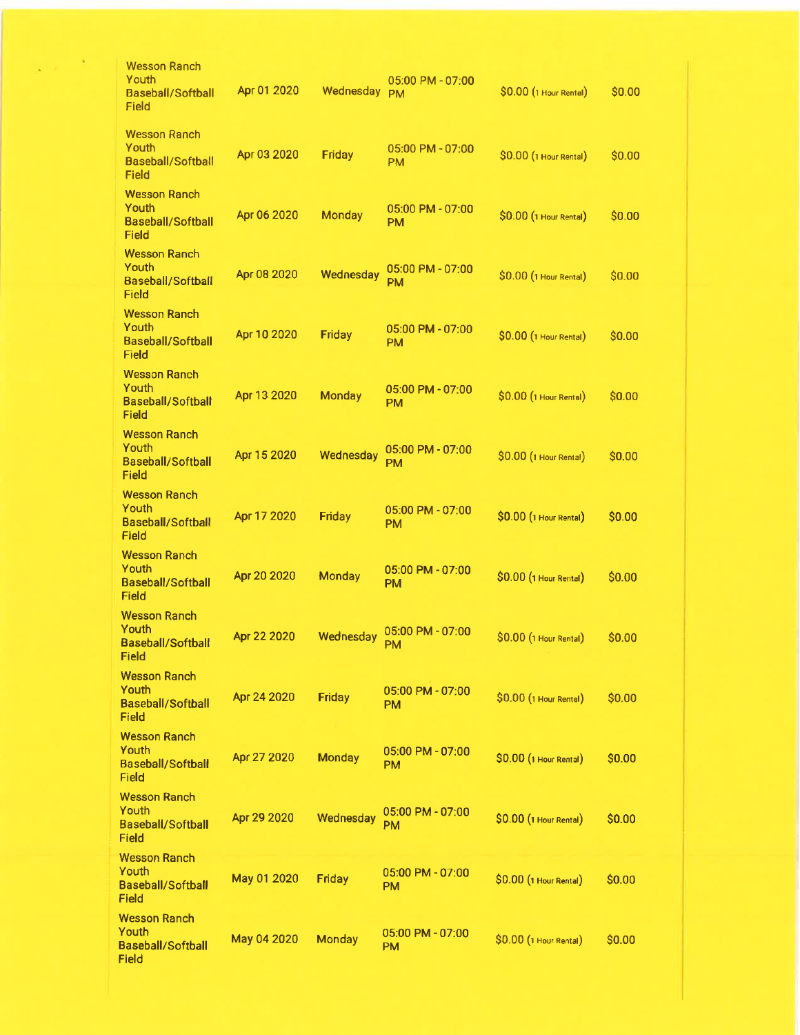| | | | | | |
|---|---|---|---|---|---|
| Wesson Ranch Youth Baseball/Softball Field | Apr 01 2020 | Wednesday | 05:00 PM - 07:00 PM | $0.00 (1 Hour Rental) | $0.00 |
| Wesson Ranch Youth Baseball/Softball Field | Apr 03 2020 | Friday | 05:00 PM - 07:00 PM | $0.00 (1 Hour Rental) | $0.00 |
| Wesson Ranch Youth Baseball/Softball Field | Apr 06 2020 | Monday | 05:00 PM - 07:00 PM | $0.00 (1 Hour Rental) | $0.00 |
| Wesson Ranch Youth Baseball/Softball Field | Apr 08 2020 | Wednesday | 05:00 PM - 07:00 PM | $0.00 (1 Hour Rental) | $0.00 |
| Wesson Ranch Youth Baseball/Softball Field | Apr 10 2020 | Friday | 05:00 PM - 07:00 PM | $0.00 (1 Hour Rental) | $0.00 |
| Wesson Ranch Youth Baseball/Softball Field | Apr 13 2020 | Monday | 05:00 PM - 07:00 PM | $0.00 (1 Hour Rental) | $0.00 |
| Wesson Ranch Youth Baseball/Softball Field | Apr 15 2020 | Wednesday | 05:00 PM - 07:00 PM | $0.00 (1 Hour Rental) | $0.00 |
| Wesson Ranch Youth Baseball/Softball Field | Apr 17 2020 | Friday | 05:00 PM - 07:00 PM | $0.00 (1 Hour Rental) | $0.00 |
| Wesson Ranch Youth Baseball/Softball Field | Apr 20 2020 | Monday | 05:00 PM - 07:00 PM | $0.00 (1 Hour Rental) | $0.00 |
| Wesson Ranch Youth Baseball/Softball Field | Apr 22 2020 | Wednesday | 05:00 PM - 07:00 PM | $0.00 (1 Hour Rental) | $0.00 |
| Wesson Ranch Youth Baseball/Softball Field | Apr 24 2020 | Friday | 05:00 PM - 07:00 PM | $0.00 (1 Hour Rental) | $0.00 |
| Wesson Ranch Youth Baseball/Softball Field | Apr 27 2020 | Monday | 05:00 PM - 07:00 PM | $0.00 (1 Hour Rental) | $0.00 |
| Wesson Ranch Youth Baseball/Softball Field | Apr 29 2020 | Wednesday | 05:00 PM - 07:00 PM | $0.00 (1 Hour Rental) | $0.00 |
| Wesson Ranch Youth Baseball/Softball Field | May 01 2020 | Friday | 05:00 PM - 07:00 PM | $0.00 (1 Hour Rental) | $0.00 |
| Wesson Ranch Youth Baseball/Softball Field | May 04 2020 | Monday | 05:00 PM - 07:00 PM | $0.00 (1 Hour Rental) | $0.00 |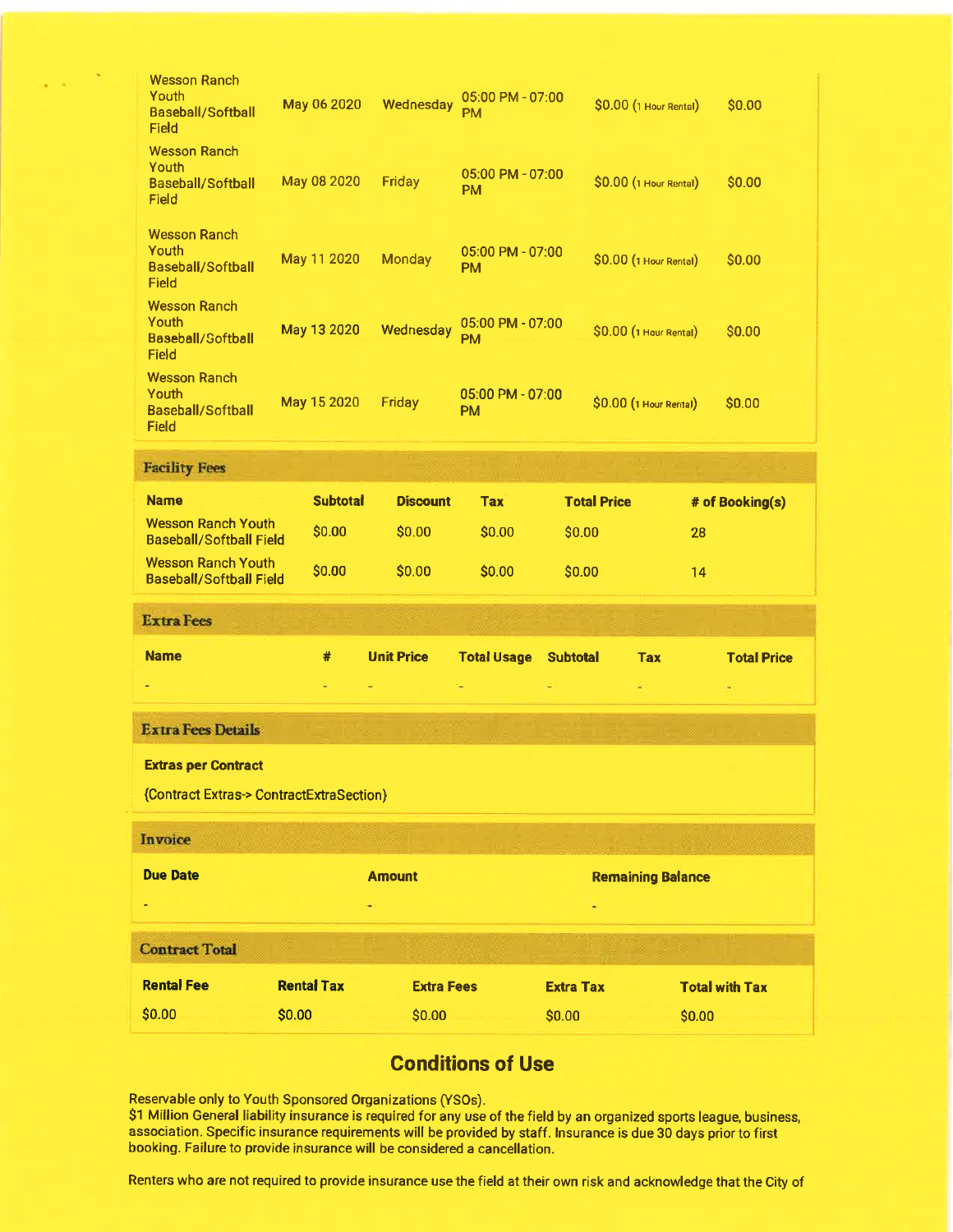| | | | | | |
|---|---|---|---|---|---|
| Wesson Ranch Youth Baseball/Softball Field | May 06 2020 | Wednesday | 05:00 PM - 07:00 PM | $0.00 (1 Hour Rental) | $0.00 |
| Wesson Ranch Youth Baseball/Softball Field | May 08 2020 | Friday | 05:00 PM - 07:00 PM | $0.00 (1 Hour Rental) | $0.00 |
| Wesson Ranch Youth Baseball/Softball Field | May 11 2020 | Monday | 05:00 PM - 07:00 PM | $0.00 (1 Hour Rental) | $0.00 |
| Wesson Ranch Youth Baseball/Softball Field | May 13 2020 | Wednesday | 05:00 PM - 07:00 PM | $0.00 (1 Hour Rental) | $0.00 |
| Wesson Ranch Youth Baseball/Softball Field | May 15 2020 | Friday | 05:00 PM - 07:00 PM | $0.00 (1 Hour Rental) | $0.00 |

## Facility Fees

| Name | Subtotal | Discount | Tax | Total Price | # of Booking(s) |
|---|---|---|---|---|---|
| Wesson Ranch Youth Baseball/Softball Field | $0.00 | $0.00 | $0.00 | $0.00 | 28 |
| Wesson Ranch Youth Baseball/Softball Field | $0.00 | $0.00 | $0.00 | $0.00 | 14 |

## Extra Fees

| Name | # | Unit Price | Total Usage | Subtotal | Tax | Total Price |
|---|---|---|---|---|---|---|
| - | - | - | - | - | - | - |

## Extra Fees Details

**Extras per Contract**

{Contract Extras-> ContractExtraSection}

## Invoice

| Due Date | Amount | Remaining Balance |
|---|---|---|
| - | - | - |

## Contract Total

| Rental Fee | Rental Tax | Extra Fees | Extra Tax | Total with Tax |
|---|---|---|---|---|
| $0.00 | $0.00 | $0.00 | $0.00 | $0.00 |

# Conditions of Use

Reservable only to Youth Sponsored Organizations (YSOs).
$1 Million General liability insurance is required for any use of the field by an organized sports league, business, association. Specific insurance requirements will be provided by staff. Insurance is due 30 days prior to first booking. Failure to provide insurance will be considered a cancellation.

Renters who are not required to provide insurance use the field at their own risk and acknowledge that the City of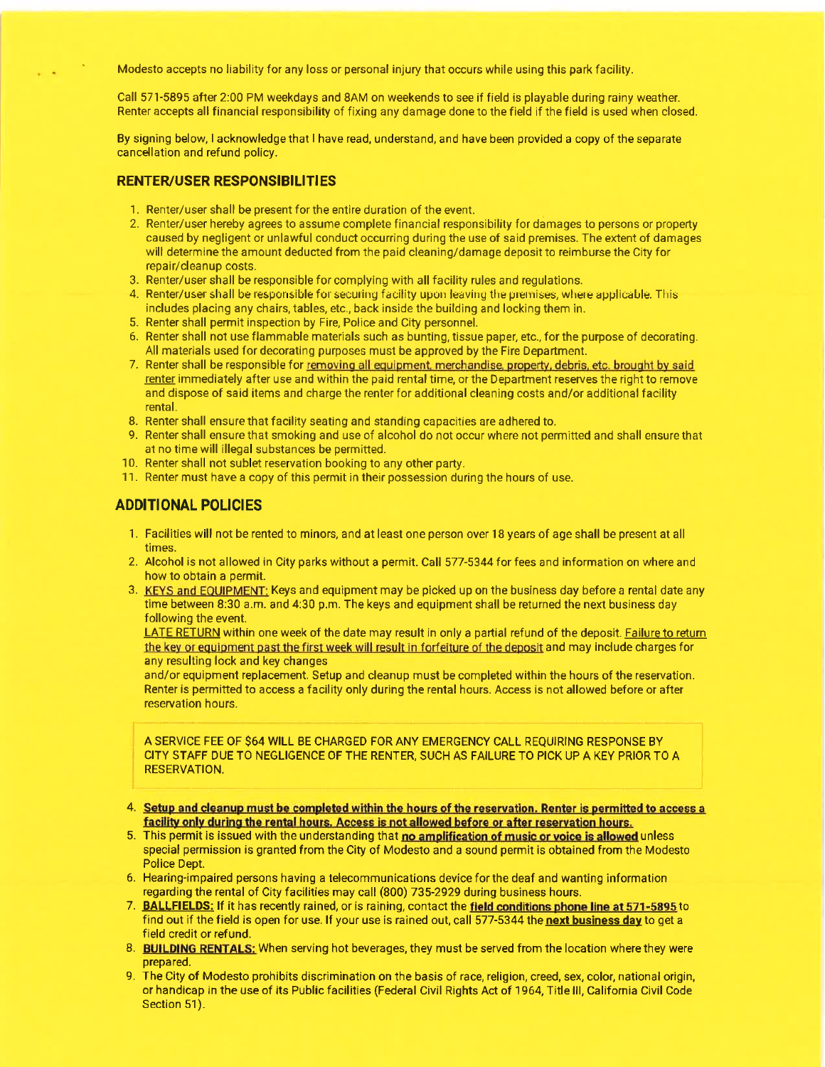Modesto accepts no liability for any loss or personal injury that occurs while using this park facility.

Call 571-5895 after 2:00 PM weekdays and 8AM on weekends to see if field is playable during rainy weather. Renter accepts all financial responsibility of fixing any damage done to the field if the field is used when closed.

By signing below, I acknowledge that I have read, understand, and have been provided a copy of the separate cancellation and refund policy.

## RENTER/USER RESPONSIBILITIES

1. Renter/user shall be present for the entire duration of the event.
2. Renter/user hereby agrees to assume complete financial responsibility for damages to persons or property caused by negligent or unlawful conduct occurring during the use of said premises. The extent of damages will determine the amount deducted from the paid cleaning/damage deposit to reimburse the City for repair/cleanup costs.
3. Renter/user shall be responsible for complying with all facility rules and regulations.
4. Renter/user shall be responsible for securing facility upon leaving the premises, where applicable. This includes placing any chairs, tables, etc., back inside the building and locking them in.
5. Renter shall permit inspection by Fire, Police and City personnel.
6. Renter shall not use flammable materials such as bunting, tissue paper, etc., for the purpose of decorating. All materials used for decorating purposes must be approved by the Fire Department.
7. Renter shall be responsible for removing all equipment, merchandise, property, debris, etc. brought by said renter immediately after use and within the paid rental time, or the Department reserves the right to remove and dispose of said items and charge the renter for additional cleaning costs and/or additional facility rental.
8. Renter shall ensure that facility seating and standing capacities are adhered to.
9. Renter shall ensure that smoking and use of alcohol do not occur where not permitted and shall ensure that at no time will illegal substances be permitted.
10. Renter shall not sublet reservation booking to any other party.
11. Renter must have a copy of this permit in their possession during the hours of use.

## ADDITIONAL POLICIES

1. Facilities will not be rented to minors, and at least one person over 18 years of age shall be present at all times.
2. Alcohol is not allowed in City parks without a permit. Call 577-5344 for fees and information on where and how to obtain a permit.
3. KEYS and EQUIPMENT: Keys and equipment may be picked up on the business day before a rental date any time between 8:30 a.m. and 4:30 p.m. The keys and equipment shall be returned the next business day following the event.

   LATE RETURN within one week of the date may result in only a partial refund of the deposit. Failure to return the key or equipment past the first week will result in forfeiture of the deposit and may include charges for any resulting lock and key changes

   and/or equipment replacement. Setup and cleanup must be completed within the hours of the reservation. Renter is permitted to access a facility only during the rental hours. Access is not allowed before or after reservation hours.

   A SERVICE FEE OF $64 WILL BE CHARGED FOR ANY EMERGENCY CALL REQUIRING RESPONSE BY CITY STAFF DUE TO NEGLIGENCE OF THE RENTER, SUCH AS FAILURE TO PICK UP A KEY PRIOR TO A RESERVATION.

4. **Setup and cleanup must be completed within the hours of the reservation. Renter is permitted to access a facility only during the rental hours. Access is not allowed before or after reservation hours.**
5. This permit is issued with the understanding that **no amplification of music or voice is allowed** unless special permission is granted from the City of Modesto and a sound permit is obtained from the Modesto Police Dept.
6. Hearing-impaired persons having a telecommunications device for the deaf and wanting information regarding the rental of City facilities may call (800) 735-2929 during business hours.
7. **BALLFIELDS:** If it has recently rained, or is raining, contact the **field conditions phone line at 571-5895** to find out if the field is open for use. If your use is rained out, call 577-5344 the **next business day** to get a field credit or refund.
8. **BUILDING RENTALS:** When serving hot beverages, they must be served from the location where they were prepared.
9. The City of Modesto prohibits discrimination on the basis of race, religion, creed, sex, color, national origin, or handicap in the use of its Public facilities (Federal Civil Rights Act of 1964, Title III, California Civil Code Section 51).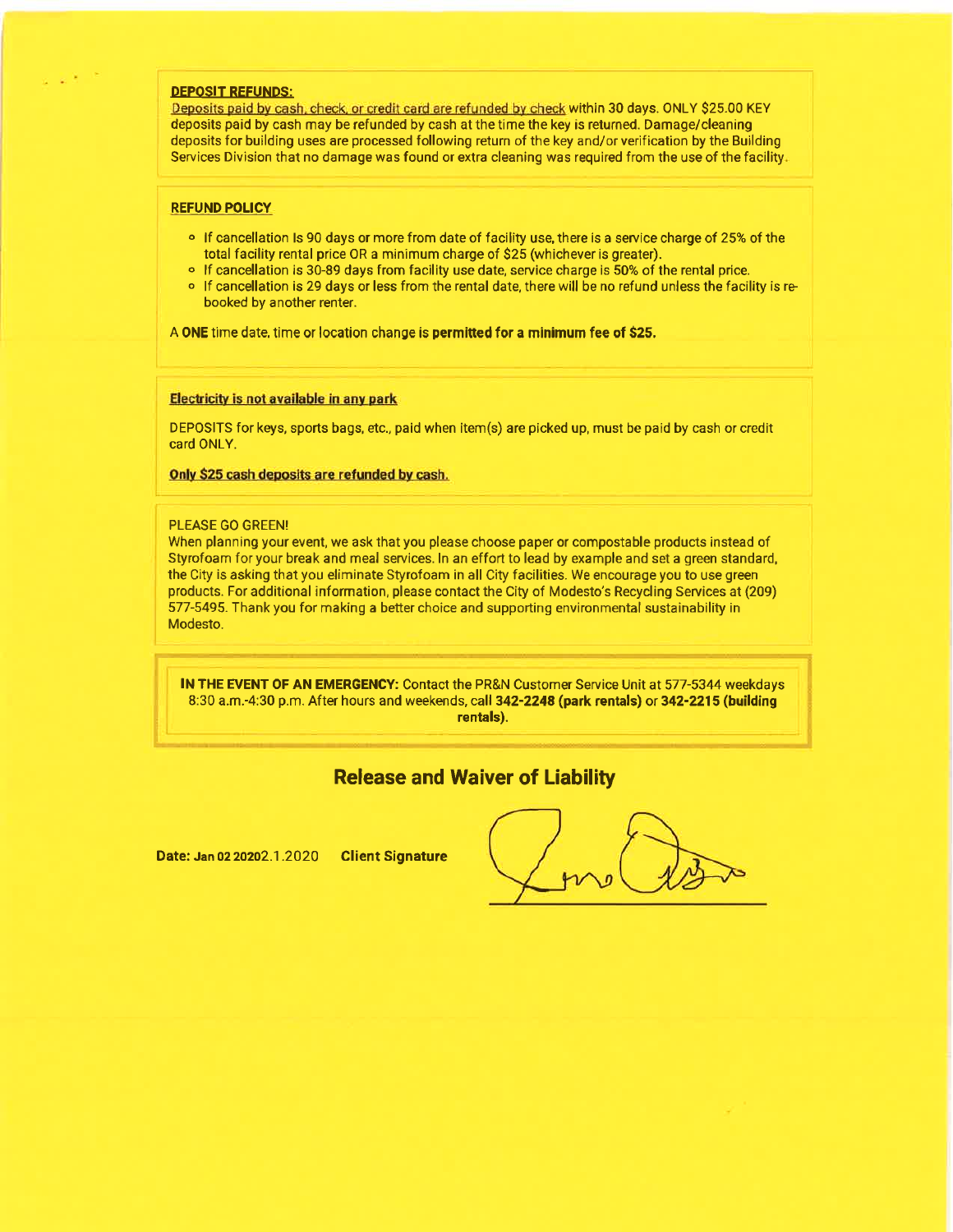**DEPOSIT REFUNDS:**

Deposits paid by cash, check, or credit card are refunded by check within 30 days. ONLY $25.00 KEY deposits paid by cash may be refunded by cash at the time the key is returned. Damage/cleaning deposits for building uses are processed following return of the key and/or verification by the Building Services Division that no damage was found or extra cleaning was required from the use of the facility.

**REFUND POLICY**

- If cancellation Is 90 days or more from date of facility use, there is a service charge of 25% of the total facility rental price OR a minimum charge of $25 (whichever is greater).
- If cancellation is 30-89 days from facility use date, service charge is 50% of the rental price.
- If cancellation is 29 days or less from the rental date, there will be no refund unless the facility is re-booked by another renter.

A **ONE** time date, time or location change **is permitted for a minimum fee of $25.**

**Electricity is not available in any park**

DEPOSITS for keys, sports bags, etc., paid when item(s) are picked up, must be paid by cash or credit card ONLY.

**Only $25 cash deposits are refunded by cash.**

PLEASE GO GREEN!

When planning your event, we ask that you please choose paper or compostable products instead of Styrofoam for your break and meal services. In an effort to lead by example and set a green standard, the City is asking that you eliminate Styrofoam in all City facilities. We encourage you to use green products. For additional information, please contact the City of Modesto's Recycling Services at (209) 577-5495. Thank you for making a better choice and supporting environmental sustainability in Modesto.

**IN THE EVENT OF AN EMERGENCY:** Contact the PR&N Customer Service Unit at 577-5344 weekdays 8:30 a.m.-4:30 p.m. After hours and weekends, call **342-2248 (park rentals)** or **342-2215 (building rentals).**

## Release and Waiver of Liability

**Date: Jan 02 2020**2.1.2020 **Client Signature**